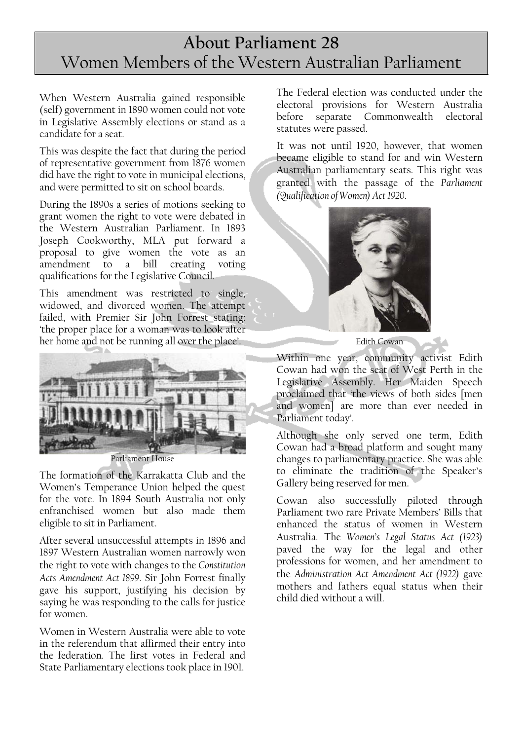# About Parliament 28
## Women Members of the Western Australian Parliament

When Western Australia gained responsible (self) government in 1890 women could not vote in Legislative Assembly elections or stand as a candidate for a seat.

This was despite the fact that during the period of representative government from 1876 women did have the right to vote in municipal elections, and were permitted to sit on school boards.

During the 1890s a series of motions seeking to grant women the right to vote were debated in the Western Australian Parliament. In 1893 Joseph Cookworthy, MLA put forward a proposal to give women the vote as an amendment to a bill creating voting qualifications for the Legislative Council.

This amendment was restricted to single, widowed, and divorced women. The attempt failed, with Premier Sir John Forrest stating: 'the proper place for a woman was to look after her home and not be running all over the place'.

Parliament House

The formation of the Karrakatta Club and the Women's Temperance Union helped the quest for the vote. In 1894 South Australia not only enfranchised women but also made them eligible to sit in Parliament.

After several unsuccessful attempts in 1896 and 1897 Western Australian women narrowly won the right to vote with changes to the *Constitution Acts Amendment Act 1899*. Sir John Forrest finally gave his support, justifying his decision by saying he was responding to the calls for justice for women.

Women in Western Australia were able to vote in the referendum that affirmed their entry into the federation. The first votes in Federal and State Parliamentary elections took place in 1901.

The Federal election was conducted under the electoral provisions for Western Australia before separate Commonwealth electoral statutes were passed.

It was not until 1920, however, that women became eligible to stand for and win Western Australian parliamentary seats. This right was granted with the passage of the *Parliament (Qualification of Women) Act 1920*.

Edith Cowan

Within one year, community activist Edith Cowan had won the seat of West Perth in the Legislative Assembly. Her Maiden Speech proclaimed that 'the views of both sides [men and women] are more than ever needed in Parliament today'.

Although she only served one term, Edith Cowan had a broad platform and sought many changes to parliamentary practice. She was able to eliminate the tradition of the Speaker's Gallery being reserved for men.

Cowan also successfully piloted through Parliament two rare Private Members' Bills that enhanced the status of women in Western Australia. The *Women's Legal Status Act (1923)* paved the way for the legal and other professions for women, and her amendment to the *Administration Act Amendment Act (1922)* gave mothers and fathers equal status when their child died without a will.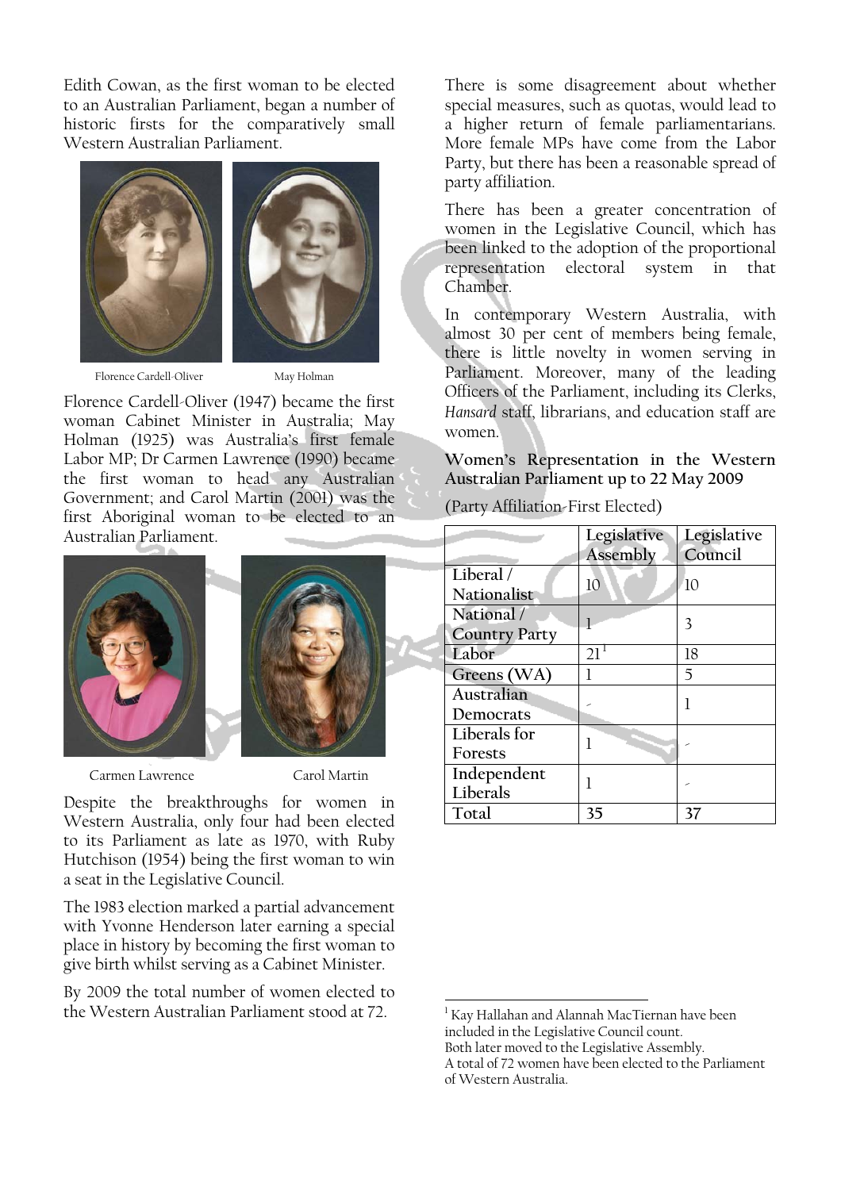Edith Cowan, as the first woman to be elected to an Australian Parliament, began a number of historic firsts for the comparatively small Western Australian Parliament.

Florence Cardell-Oliver

May Holman

Florence Cardell-Oliver (1947) became the first woman Cabinet Minister in Australia; May Holman (1925) was Australia's first female Labor MP; Dr Carmen Lawrence (1990) became the first woman to head any Australian Government; and Carol Martin (2001) was the first Aboriginal woman to be elected to an Australian Parliament.

Carmen Lawrence

Carol Martin

Despite the breakthroughs for women in Western Australia, only four had been elected to its Parliament as late as 1970, with Ruby Hutchison (1954) being the first woman to win a seat in the Legislative Council.

The 1983 election marked a partial advancement with Yvonne Henderson later earning a special place in history by becoming the first woman to give birth whilst serving as a Cabinet Minister.

By 2009 the total number of women elected to the Western Australian Parliament stood at 72.

There is some disagreement about whether special measures, such as quotas, would lead to a higher return of female parliamentarians. More female MPs have come from the Labor Party, but there has been a reasonable spread of party affiliation.

There has been a greater concentration of women in the Legislative Council, which has been linked to the adoption of the proportional representation electoral system in that Chamber.

In contemporary Western Australia, with almost 30 per cent of members being female, there is little novelty in women serving in Parliament. Moreover, many of the leading Officers of the Parliament, including its Clerks, *Hansard* staff, librarians, and education staff are women.

**Women's Representation in the Western Australian Parliament up to 22 May 2009**

(Party Affiliation-First Elected)

| | Legislative Assembly | Legislative Council |
|---|---|---|
| Liberal / Nationalist | 10 | 10 |
| National / Country Party | 1 | 3 |
| Labor | 21[1] | 18 |
| Greens (WA) | 1 | 5 |
| Australian Democrats | - | 1 |
| Liberals for Forests | 1 | - |
| Independent Liberals | 1 | - |
| Total | 35 | 37 |

[1] Kay Hallahan and Alannah MacTiernan have been included in the Legislative Council count.
Both later moved to the Legislative Assembly.
A total of 72 women have been elected to the Parliament of Western Australia.